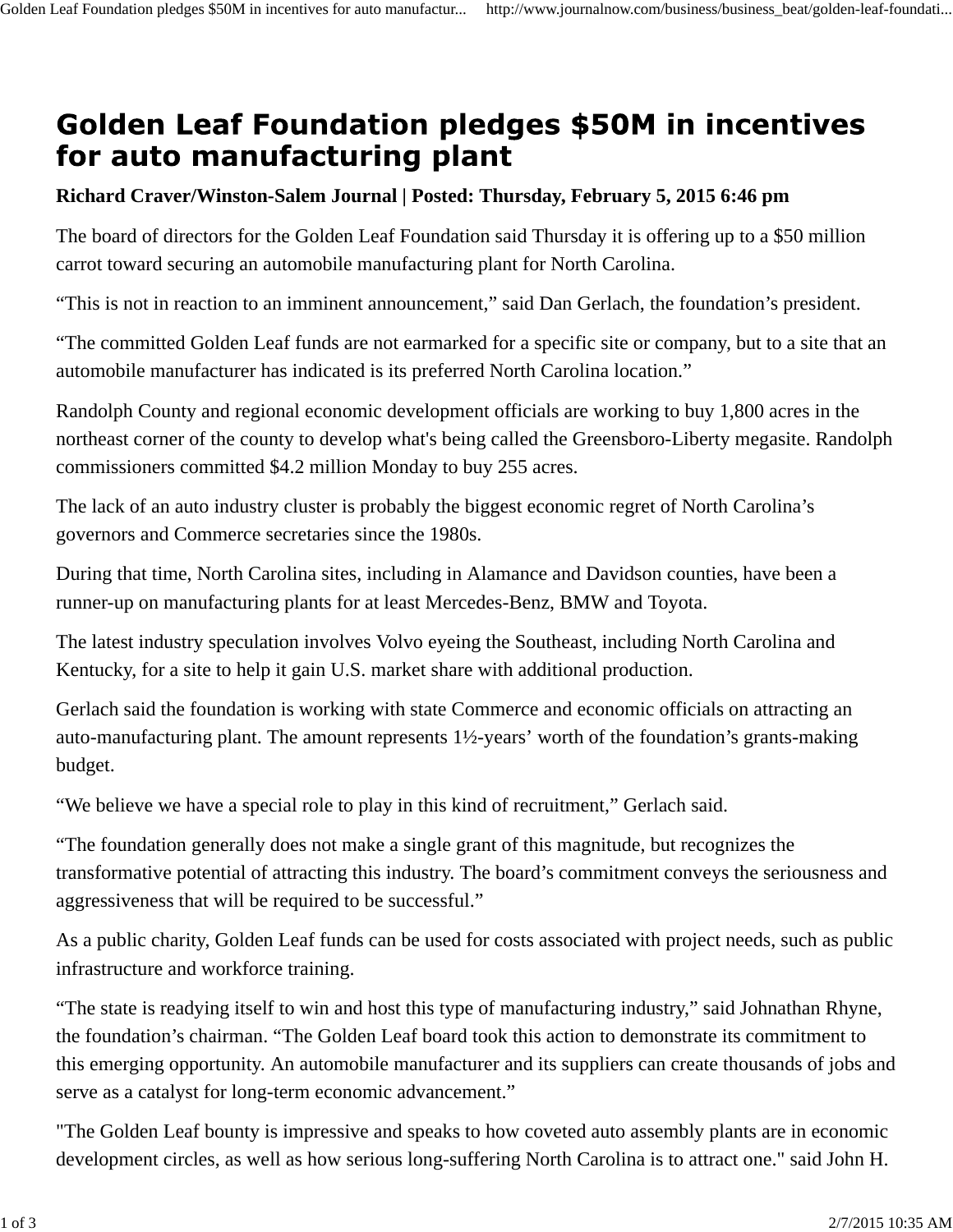# Golden Leaf Foundation pledges $50M in incentives for auto manufacturing plant

**Richard Craver/Winston-Salem Journal | Posted: Thursday, February 5, 2015 6:46 pm**

The board of directors for the Golden Leaf Foundation said Thursday it is offering up to a $50 million carrot toward securing an automobile manufacturing plant for North Carolina.

“This is not in reaction to an imminent announcement,” said Dan Gerlach, the foundation’s president.

“The committed Golden Leaf funds are not earmarked for a specific site or company, but to a site that an automobile manufacturer has indicated is its preferred North Carolina location.”

Randolph County and regional economic development officials are working to buy 1,800 acres in the northeast corner of the county to develop what's being called the Greensboro-Liberty megasite. Randolph commissioners committed $4.2 million Monday to buy 255 acres.

The lack of an auto industry cluster is probably the biggest economic regret of North Carolina’s governors and Commerce secretaries since the 1980s.

During that time, North Carolina sites, including in Alamance and Davidson counties, have been a runner-up on manufacturing plants for at least Mercedes-Benz, BMW and Toyota.

The latest industry speculation involves Volvo eyeing the Southeast, including North Carolina and Kentucky, for a site to help it gain U.S. market share with additional production.

Gerlach said the foundation is working with state Commerce and economic officials on attracting an auto-manufacturing plant. The amount represents 1½-years’ worth of the foundation’s grants-making budget.

“We believe we have a special role to play in this kind of recruitment,” Gerlach said.

“The foundation generally does not make a single grant of this magnitude, but recognizes the transformative potential of attracting this industry. The board’s commitment conveys the seriousness and aggressiveness that will be required to be successful.”

As a public charity, Golden Leaf funds can be used for costs associated with project needs, such as public infrastructure and workforce training.

“The state is readying itself to win and host this type of manufacturing industry,” said Johnathan Rhyne, the foundation’s chairman. “The Golden Leaf board took this action to demonstrate its commitment to this emerging opportunity. An automobile manufacturer and its suppliers can create thousands of jobs and serve as a catalyst for long-term economic advancement.”

"The Golden Leaf bounty is impressive and speaks to how coveted auto assembly plants are in economic development circles, as well as how serious long-suffering North Carolina is to attract one." said John H.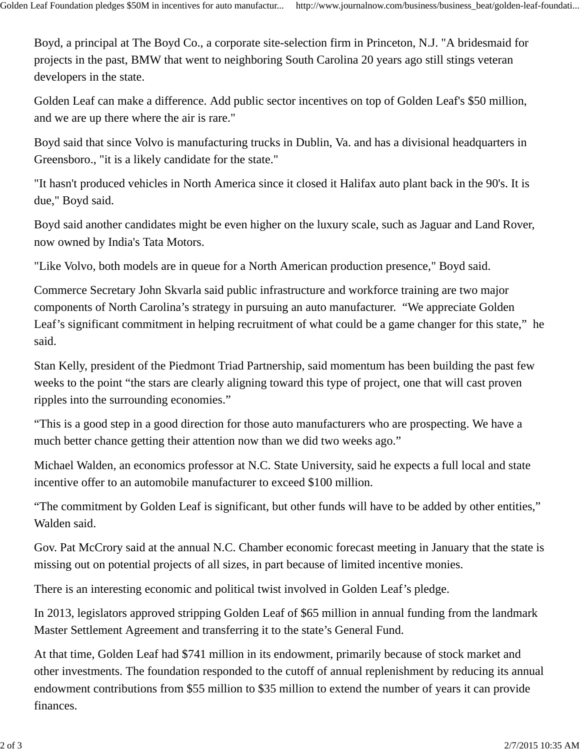Boyd, a principal at The Boyd Co., a corporate site-selection firm in Princeton, N.J. "A bridesmaid for projects in the past, BMW that went to neighboring South Carolina 20 years ago still stings veteran developers in the state.

Golden Leaf can make a difference. Add public sector incentives on top of Golden Leaf's $50 million, and we are up there where the air is rare."

Boyd said that since Volvo is manufacturing trucks in Dublin, Va. and has a divisional headquarters in Greensboro., "it is a likely candidate for the state."

"It hasn't produced vehicles in North America since it closed it Halifax auto plant back in the 90's. It is due," Boyd said.

Boyd said another candidates might be even higher on the luxury scale, such as Jaguar and Land Rover, now owned by India's Tata Motors.

"Like Volvo, both models are in queue for a North American production presence," Boyd said.

Commerce Secretary John Skvarla said public infrastructure and workforce training are two major components of North Carolina's strategy in pursuing an auto manufacturer. "We appreciate Golden Leaf's significant commitment in helping recruitment of what could be a game changer for this state," he said.

Stan Kelly, president of the Piedmont Triad Partnership, said momentum has been building the past few weeks to the point "the stars are clearly aligning toward this type of project, one that will cast proven ripples into the surrounding economies."

"This is a good step in a good direction for those auto manufacturers who are prospecting. We have a much better chance getting their attention now than we did two weeks ago."

Michael Walden, an economics professor at N.C. State University, said he expects a full local and state incentive offer to an automobile manufacturer to exceed $100 million.

"The commitment by Golden Leaf is significant, but other funds will have to be added by other entities," Walden said.

Gov. Pat McCrory said at the annual N.C. Chamber economic forecast meeting in January that the state is missing out on potential projects of all sizes, in part because of limited incentive monies.

There is an interesting economic and political twist involved in Golden Leaf's pledge.

In 2013, legislators approved stripping Golden Leaf of $65 million in annual funding from the landmark Master Settlement Agreement and transferring it to the state's General Fund.

At that time, Golden Leaf had $741 million in its endowment, primarily because of stock market and other investments. The foundation responded to the cutoff of annual replenishment by reducing its annual endowment contributions from $55 million to $35 million to extend the number of years it can provide finances.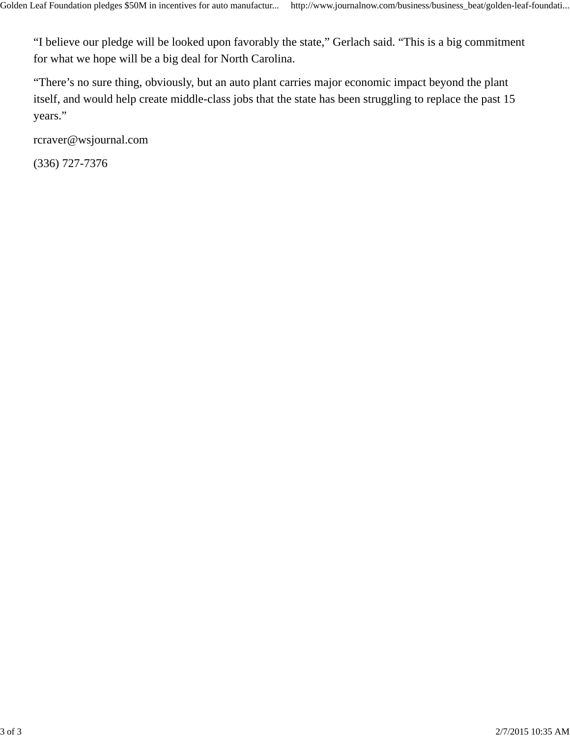"I believe our pledge will be looked upon favorably the state," Gerlach said. "This is a big commitment for what we hope will be a big deal for North Carolina.

"There's no sure thing, obviously, but an auto plant carries major economic impact beyond the plant itself, and would help create middle-class jobs that the state has been struggling to replace the past 15 years."

rcraver@wsjournal.com

(336) 727-7376